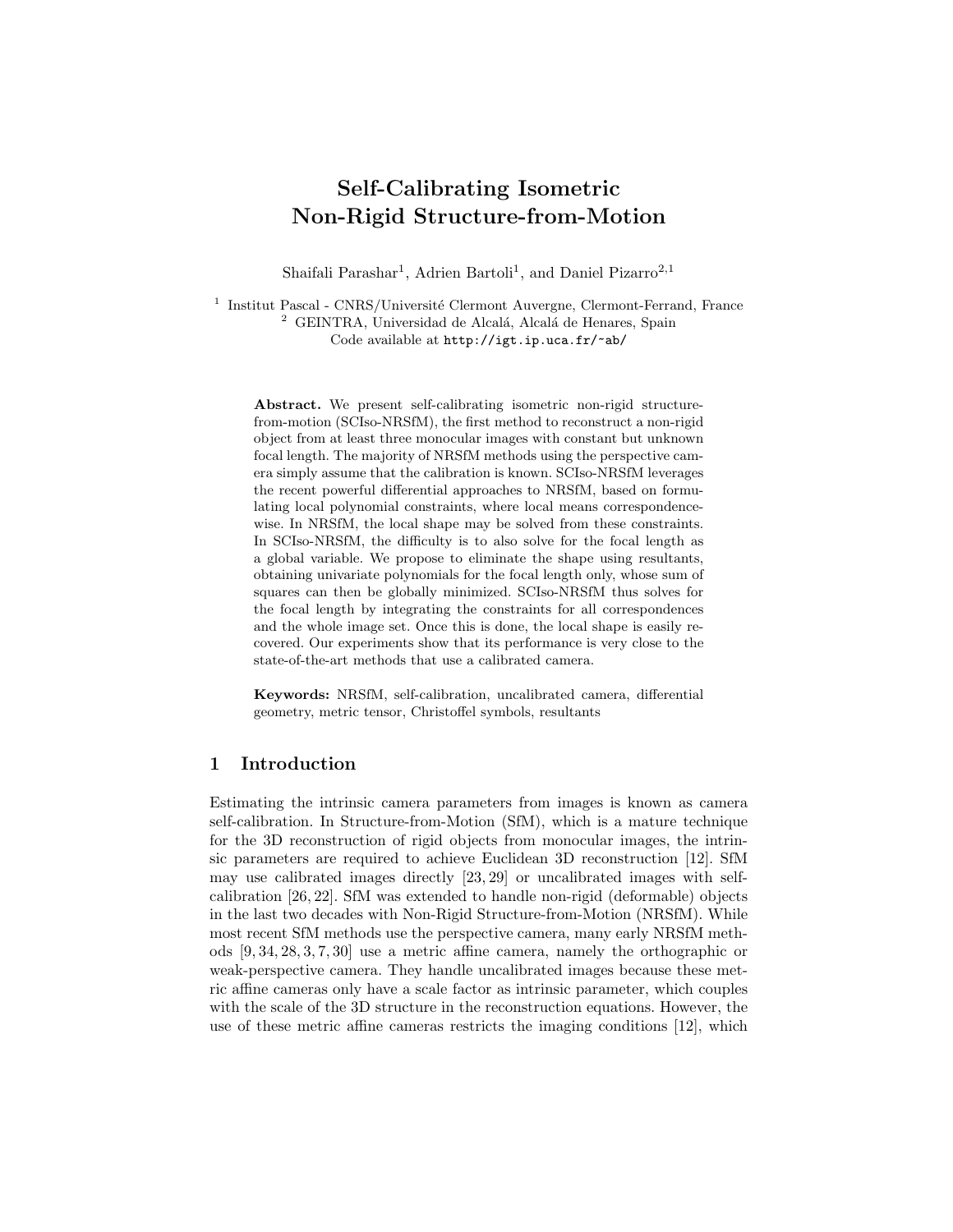# Self-Calibrating Isometric Non-Rigid Structure-from-Motion

Shaifali Parashar[1], Adrien Bartoli[1], and Daniel Pizarro[2,1]

[1] Institut Pascal - CNRS/Université Clermont Auvergne, Clermont-Ferrand, France
[2] GEINTRA, Universidad de Alcalá, Alcalá de Henares, Spain
Code available at `http://igt.ip.uca.fr/~ab/`

**Abstract.** We present self-calibrating isometric non-rigid structure-from-motion (SCIso-NRSfM), the first method to reconstruct a non-rigid object from at least three monocular images with constant but unknown focal length. The majority of NRSfM methods using the perspective camera simply assume that the calibration is known. SCIso-NRSfM leverages the recent powerful differential approaches to NRSfM, based on formulating local polynomial constraints, where local means correspondence-wise. In NRSfM, the local shape may be solved from these constraints. In SCIso-NRSfM, the difficulty is to also solve for the focal length as a global variable. We propose to eliminate the shape using resultants, obtaining univariate polynomials for the focal length only, whose sum of squares can then be globally minimized. SCIso-NRSfM thus solves for the focal length by integrating the constraints for all correspondences and the whole image set. Once this is done, the local shape is easily recovered. Our experiments show that its performance is very close to the state-of-the-art methods that use a calibrated camera.

**Keywords:** NRSfM, self-calibration, uncalibrated camera, differential geometry, metric tensor, Christoffel symbols, resultants

## 1 Introduction

Estimating the intrinsic camera parameters from images is known as camera self-calibration. In Structure-from-Motion (SfM), which is a mature technique for the 3D reconstruction of rigid objects from monocular images, the intrinsic parameters are required to achieve Euclidean 3D reconstruction [12]. SfM may use calibrated images directly [23, 29] or uncalibrated images with self-calibration [26, 22]. SfM was extended to handle non-rigid (deformable) objects in the last two decades with Non-Rigid Structure-from-Motion (NRSfM). While most recent SfM methods use the perspective camera, many early NRSfM methods [9, 34, 28, 3, 7, 30] use a metric affine camera, namely the orthographic or weak-perspective camera. They handle uncalibrated images because these metric affine cameras only have a scale factor as intrinsic parameter, which couples with the scale of the 3D structure in the reconstruction equations. However, the use of these metric affine cameras restricts the imaging conditions [12], which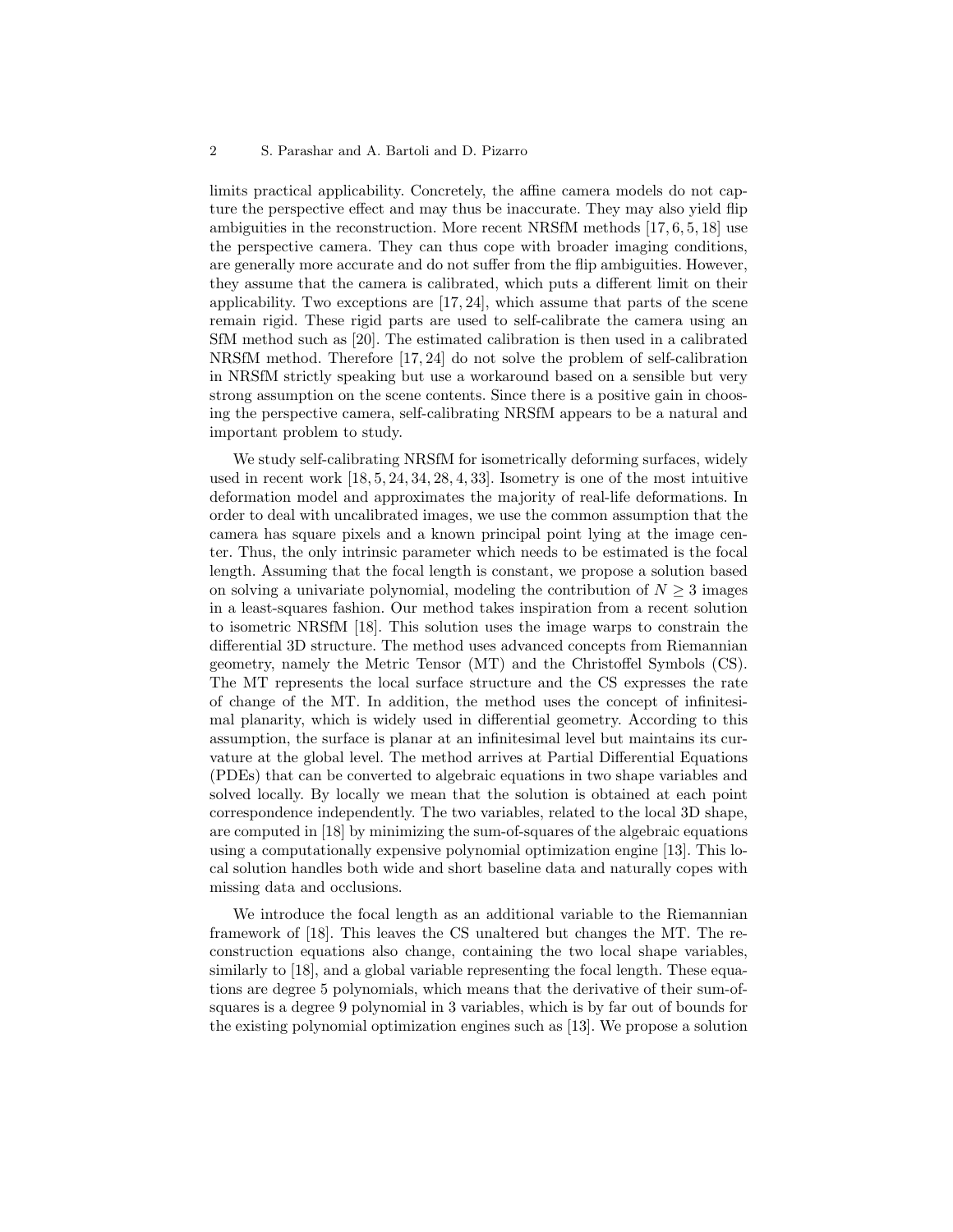limits practical applicability. Concretely, the affine camera models do not capture the perspective effect and may thus be inaccurate. They may also yield flip ambiguities in the reconstruction. More recent NRSfM methods [17, 6, 5, 18] use the perspective camera. They can thus cope with broader imaging conditions, are generally more accurate and do not suffer from the flip ambiguities. However, they assume that the camera is calibrated, which puts a different limit on their applicability. Two exceptions are [17, 24], which assume that parts of the scene remain rigid. These rigid parts are used to self-calibrate the camera using an SfM method such as [20]. The estimated calibration is then used in a calibrated NRSfM method. Therefore [17, 24] do not solve the problem of self-calibration in NRSfM strictly speaking but use a workaround based on a sensible but very strong assumption on the scene contents. Since there is a positive gain in choosing the perspective camera, self-calibrating NRSfM appears to be a natural and important problem to study.

We study self-calibrating NRSfM for isometrically deforming surfaces, widely used in recent work [18, 5, 24, 34, 28, 4, 33]. Isometry is one of the most intuitive deformation model and approximates the majority of real-life deformations. In order to deal with uncalibrated images, we use the common assumption that the camera has square pixels and a known principal point lying at the image center. Thus, the only intrinsic parameter which needs to be estimated is the focal length. Assuming that the focal length is constant, we propose a solution based on solving a univariate polynomial, modeling the contribution of $N \geq 3$ images in a least-squares fashion. Our method takes inspiration from a recent solution to isometric NRSfM [18]. This solution uses the image warps to constrain the differential 3D structure. The method uses advanced concepts from Riemannian geometry, namely the Metric Tensor (MT) and the Christoffel Symbols (CS). The MT represents the local surface structure and the CS expresses the rate of change of the MT. In addition, the method uses the concept of infinitesimal planarity, which is widely used in differential geometry. According to this assumption, the surface is planar at an infinitesimal level but maintains its curvature at the global level. The method arrives at Partial Differential Equations (PDEs) that can be converted to algebraic equations in two shape variables and solved locally. By locally we mean that the solution is obtained at each point correspondence independently. The two variables, related to the local 3D shape, are computed in [18] by minimizing the sum-of-squares of the algebraic equations using a computationally expensive polynomial optimization engine [13]. This local solution handles both wide and short baseline data and naturally copes with missing data and occlusions.

We introduce the focal length as an additional variable to the Riemannian framework of [18]. This leaves the CS unaltered but changes the MT. The reconstruction equations also change, containing the two local shape variables, similarly to [18], and a global variable representing the focal length. These equations are degree 5 polynomials, which means that the derivative of their sum-of-squares is a degree 9 polynomial in 3 variables, which is by far out of bounds for the existing polynomial optimization engines such as [13]. We propose a solution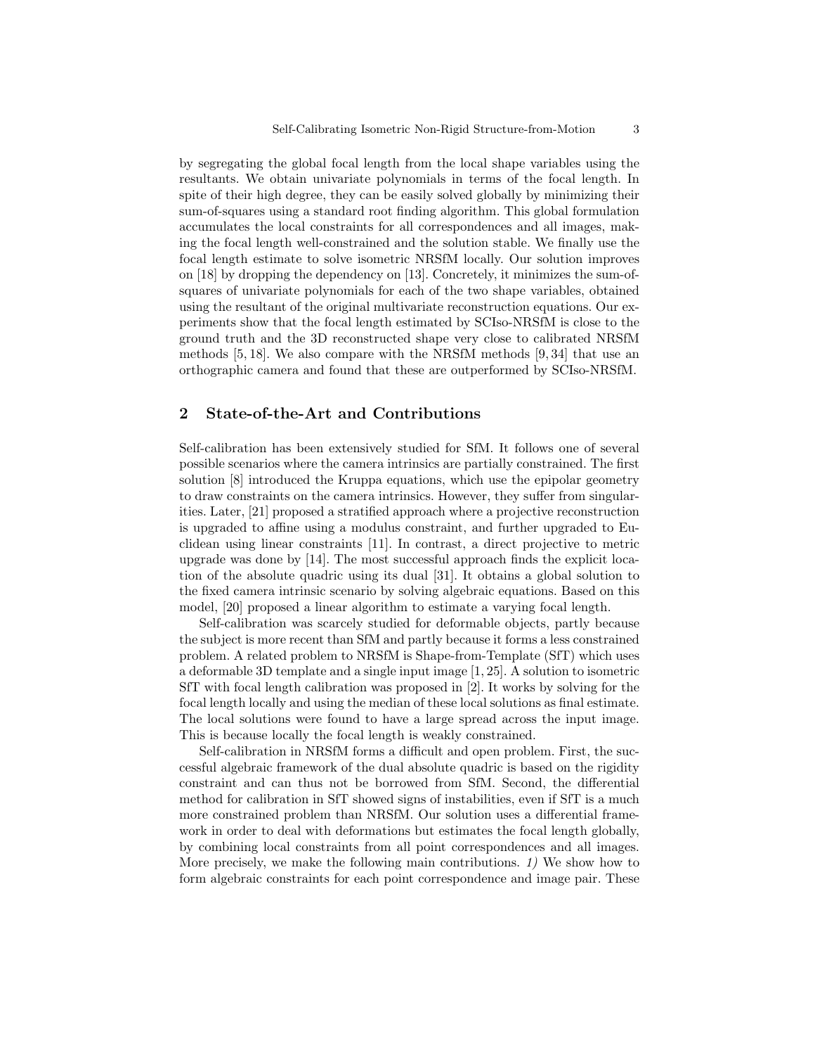by segregating the global focal length from the local shape variables using the resultants. We obtain univariate polynomials in terms of the focal length. In spite of their high degree, they can be easily solved globally by minimizing their sum-of-squares using a standard root finding algorithm. This global formulation accumulates the local constraints for all correspondences and all images, making the focal length well-constrained and the solution stable. We finally use the focal length estimate to solve isometric NRSfM locally. Our solution improves on [18] by dropping the dependency on [13]. Concretely, it minimizes the sum-of-squares of univariate polynomials for each of the two shape variables, obtained using the resultant of the original multivariate reconstruction equations. Our experiments show that the focal length estimated by SCIso-NRSfM is close to the ground truth and the 3D reconstructed shape very close to calibrated NRSfM methods [5, 18]. We also compare with the NRSfM methods [9, 34] that use an orthographic camera and found that these are outperformed by SCIso-NRSfM.

## 2 State-of-the-Art and Contributions

Self-calibration has been extensively studied for SfM. It follows one of several possible scenarios where the camera intrinsics are partially constrained. The first solution [8] introduced the Kruppa equations, which use the epipolar geometry to draw constraints on the camera intrinsics. However, they suffer from singularities. Later, [21] proposed a stratified approach where a projective reconstruction is upgraded to affine using a modulus constraint, and further upgraded to Euclidean using linear constraints [11]. In contrast, a direct projective to metric upgrade was done by [14]. The most successful approach finds the explicit location of the absolute quadric using its dual [31]. It obtains a global solution to the fixed camera intrinsic scenario by solving algebraic equations. Based on this model, [20] proposed a linear algorithm to estimate a varying focal length.

Self-calibration was scarcely studied for deformable objects, partly because the subject is more recent than SfM and partly because it forms a less constrained problem. A related problem to NRSfM is Shape-from-Template (SfT) which uses a deformable 3D template and a single input image [1, 25]. A solution to isometric SfT with focal length calibration was proposed in [2]. It works by solving for the focal length locally and using the median of these local solutions as final estimate. The local solutions were found to have a large spread across the input image. This is because locally the focal length is weakly constrained.

Self-calibration in NRSfM forms a difficult and open problem. First, the successful algebraic framework of the dual absolute quadric is based on the rigidity constraint and can thus not be borrowed from SfM. Second, the differential method for calibration in SfT showed signs of instabilities, even if SfT is a much more constrained problem than NRSfM. Our solution uses a differential framework in order to deal with deformations but estimates the focal length globally, by combining local constraints from all point correspondences and all images. More precisely, we make the following main contributions. *1)* We show how to form algebraic constraints for each point correspondence and image pair. These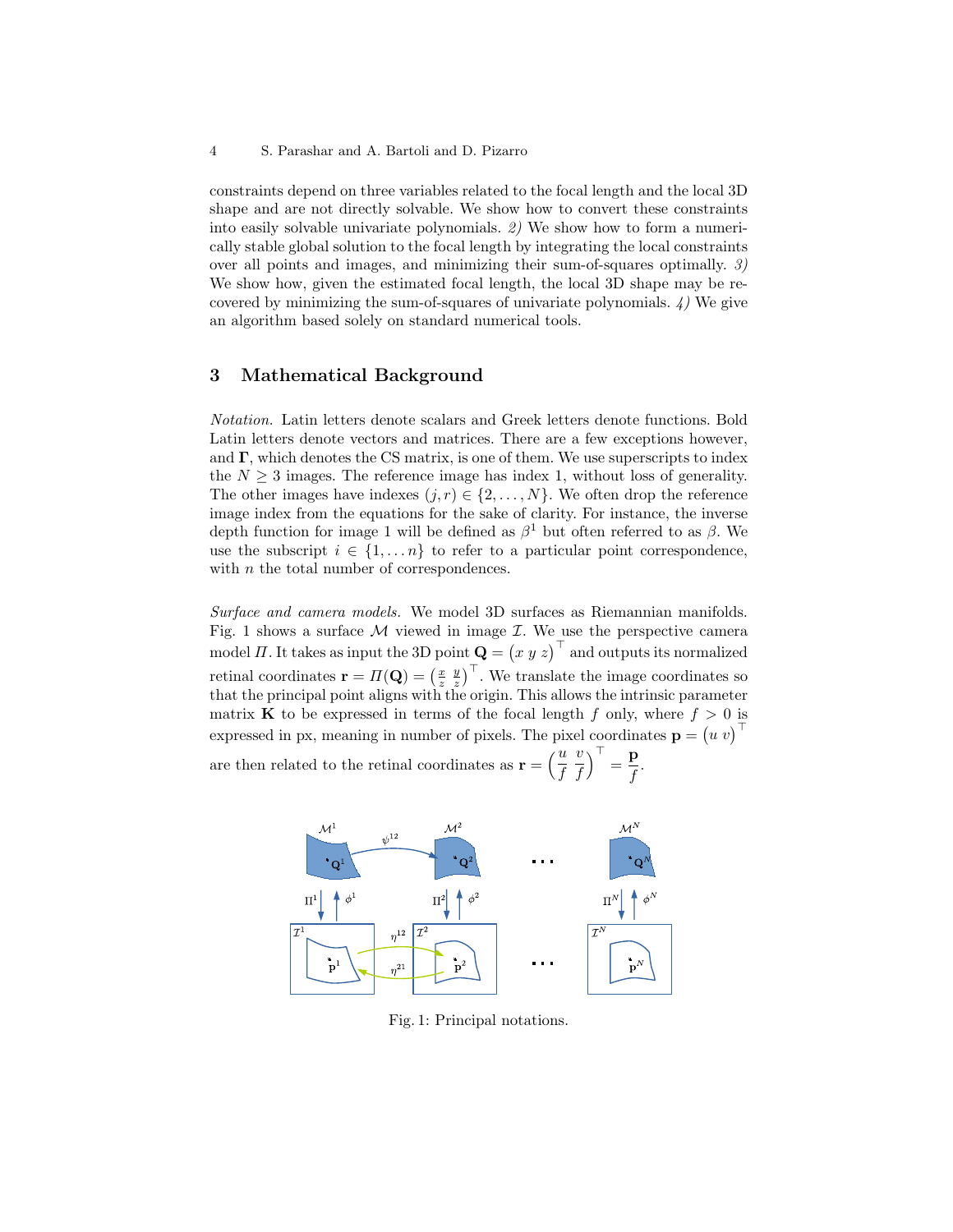constraints depend on three variables related to the focal length and the local 3D shape and are not directly solvable. We show how to convert these constraints into easily solvable univariate polynomials. *2)* We show how to form a numerically stable global solution to the focal length by integrating the local constraints over all points and images, and minimizing their sum-of-squares optimally. *3)* We show how, given the estimated focal length, the local 3D shape may be recovered by minimizing the sum-of-squares of univariate polynomials. *4)* We give an algorithm based solely on standard numerical tools.

## 3 Mathematical Background

*Notation.* Latin letters denote scalars and Greek letters denote functions. Bold Latin letters denote vectors and matrices. There are a few exceptions however, and $\mathbf{\Gamma}$, which denotes the CS matrix, is one of them. We use superscripts to index the $N \geq 3$ images. The reference image has index 1, without loss of generality. The other images have indexes $(j, r) \in \{2, \ldots, N\}$. We often drop the reference image index from the equations for the sake of clarity. For instance, the inverse depth function for image 1 will be defined as $\beta^1$ but often referred to as $\beta$. We use the subscript $i \in \{1, \ldots n\}$ to refer to a particular point correspondence, with $n$ the total number of correspondences.

*Surface and camera models.* We model 3D surfaces as Riemannian manifolds. Fig. 1 shows a surface $\mathcal{M}$ viewed in image $\mathcal{I}$. We use the perspective camera model $\Pi$. It takes as input the 3D point $\mathbf{Q} = \begin{pmatrix} x \ y \ z \end{pmatrix}^\top$ and outputs its normalized retinal coordinates $\mathbf{r} = \Pi(\mathbf{Q}) = \begin{pmatrix} \frac{x}{z} \ \frac{y}{z} \end{pmatrix}^\top$. We translate the image coordinates so that the principal point aligns with the origin. This allows the intrinsic parameter matrix $\mathbf{K}$ to be expressed in terms of the focal length $f$ only, where $f > 0$ is expressed in px, meaning in number of pixels. The pixel coordinates $\mathbf{p} = \begin{pmatrix} u \ v \end{pmatrix}^\top$ are then related to the retinal coordinates as $\mathbf{r} = \begin{pmatrix} \frac{u}{f} \ \frac{v}{f} \end{pmatrix}^\top = \frac{\mathbf{p}}{f}$.

Fig. 1: Principal notations.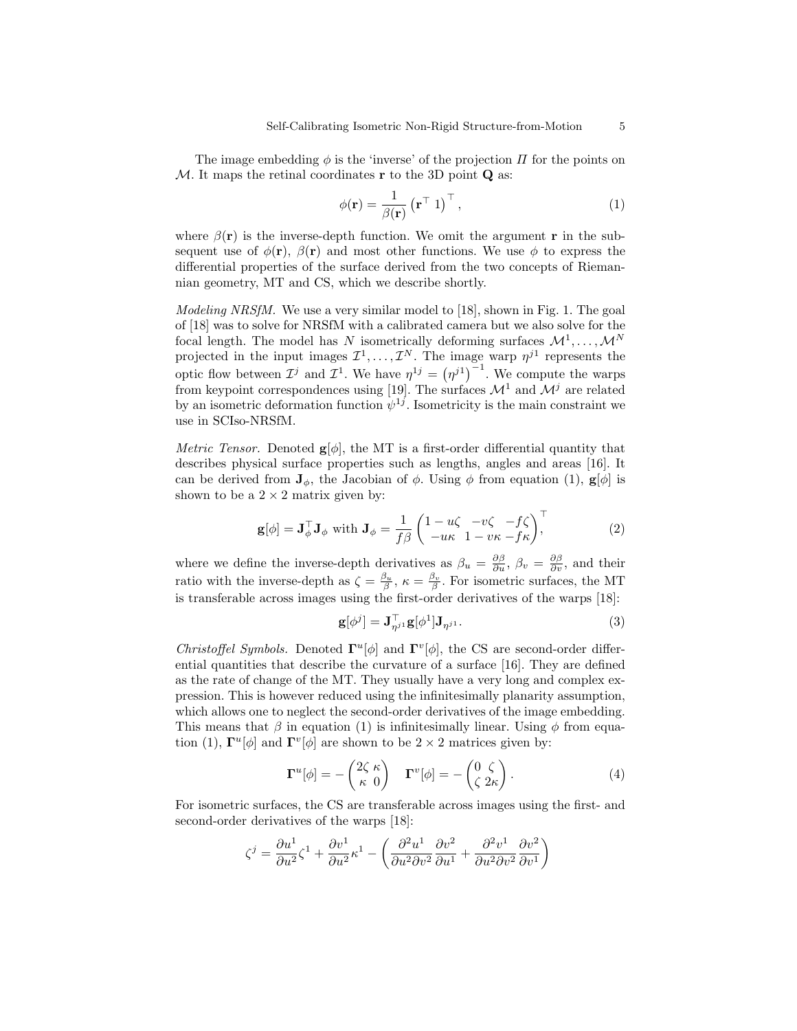The image embedding $\phi$ is the 'inverse' of the projection $\Pi$ for the points on $\mathcal{M}$. It maps the retinal coordinates $\mathbf{r}$ to the 3D point $\mathbf{Q}$ as:

$$\phi(\mathbf{r}) = \frac{1}{\beta(\mathbf{r})} \left(\mathbf{r}^\top \ 1\right)^\top, \tag{1}$$

where $\beta(\mathbf{r})$ is the inverse-depth function. We omit the argument $\mathbf{r}$ in the subsequent use of $\phi(\mathbf{r})$, $\beta(\mathbf{r})$ and most other functions. We use $\phi$ to express the differential properties of the surface derived from the two concepts of Riemannian geometry, MT and CS, which we describe shortly.

*Modeling NRSfM.* We use a very similar model to [18], shown in Fig. 1. The goal of [18] was to solve for NRSfM with a calibrated camera but we also solve for the focal length. The model has $N$ isometrically deforming surfaces $\mathcal{M}^1, \ldots, \mathcal{M}^N$ projected in the input images $\mathcal{I}^1, \ldots, \mathcal{I}^N$. The image warp $\eta^{j1}$ represents the optic flow between $\mathcal{I}^j$ and $\mathcal{I}^1$. We have $\eta^{1j} = \left(\eta^{j1}\right)^{-1}$. We compute the warps from keypoint correspondences using [19]. The surfaces $\mathcal{M}^1$ and $\mathcal{M}^j$ are related by an isometric deformation function $\psi^{1j}$. Isometricity is the main constraint we use in SCIso-NRSfM.

*Metric Tensor.* Denoted $\mathbf{g}[\phi]$, the MT is a first-order differential quantity that describes physical surface properties such as lengths, angles and areas [16]. It can be derived from $\mathbf{J}_\phi$, the Jacobian of $\phi$. Using $\phi$ from equation (1), $\mathbf{g}[\phi]$ is shown to be a $2 \times 2$ matrix given by:

$$\mathbf{g}[\phi] = \mathbf{J}_\phi^\top \mathbf{J}_\phi \text{ with } \mathbf{J}_\phi = \frac{1}{f\beta} \begin{pmatrix} 1 - u\zeta & -v\zeta & -f\zeta \\ -u\kappa & 1 - v\kappa & -f\kappa \end{pmatrix}^\top, \tag{2}$$

where we define the inverse-depth derivatives as $\beta_u = \frac{\partial \beta}{\partial u}$, $\beta_v = \frac{\partial \beta}{\partial v}$, and their ratio with the inverse-depth as $\zeta = \frac{\beta_u}{\beta}$, $\kappa = \frac{\beta_v}{\beta}$. For isometric surfaces, the MT is transferable across images using the first-order derivatives of the warps [18]:

$$\mathbf{g}[\phi^j] = \mathbf{J}_{\eta^{j1}}^\top \mathbf{g}[\phi^1] \mathbf{J}_{\eta^{j1}}. \tag{3}$$

*Christoffel Symbols.* Denoted $\mathbf{\Gamma}^u[\phi]$ and $\mathbf{\Gamma}^v[\phi]$, the CS are second-order differential quantities that describe the curvature of a surface [16]. They are defined as the rate of change of the MT. They usually have a very long and complex expression. This is however reduced using the infinitesimally planarity assumption, which allows one to neglect the second-order derivatives of the image embedding. This means that $\beta$ in equation (1) is infinitesimally linear. Using $\phi$ from equation (1), $\mathbf{\Gamma}^u[\phi]$ and $\mathbf{\Gamma}^v[\phi]$ are shown to be $2 \times 2$ matrices given by:

$$\mathbf{\Gamma}^u[\phi] = -\begin{pmatrix} 2\zeta & \kappa \\ \kappa & 0 \end{pmatrix} \quad \mathbf{\Gamma}^v[\phi] = -\begin{pmatrix} 0 & \zeta \\ \zeta & 2\kappa \end{pmatrix}. \tag{4}$$

For isometric surfaces, the CS are transferable across images using the first- and second-order derivatives of the warps [18]:

$$\zeta^j = \frac{\partial u^1}{\partial u^2}\zeta^1 + \frac{\partial v^1}{\partial u^2}\kappa^1 - \left( \frac{\partial^2 u^1}{\partial u^2 \partial v^2} \frac{\partial v^2}{\partial u^1} + \frac{\partial^2 v^1}{\partial u^2 \partial v^2} \frac{\partial v^2}{\partial v^1} \right)$$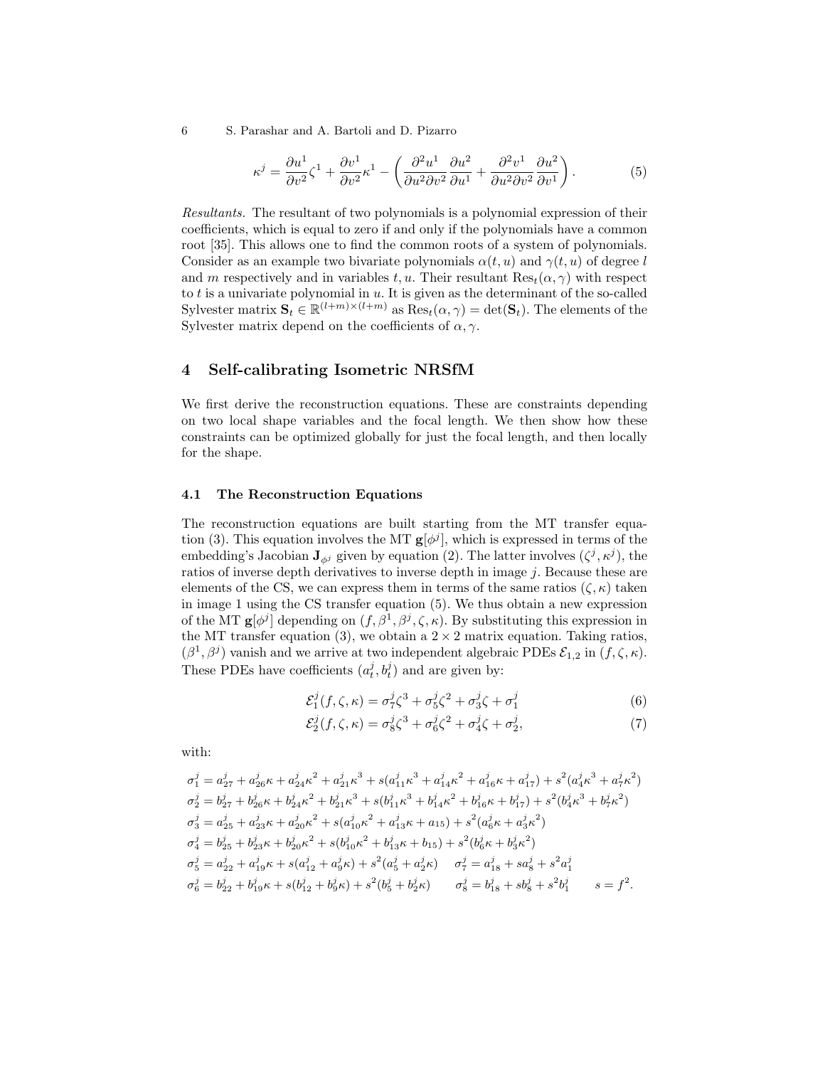$$\kappa^j = \frac{\partial u^1}{\partial v^2}\zeta^1 + \frac{\partial v^1}{\partial v^2}\kappa^1 - \left(\frac{\partial^2 u^1}{\partial u^2 \partial v^2}\frac{\partial u^2}{\partial u^1} + \frac{\partial^2 v^1}{\partial u^2 \partial v^2}\frac{\partial u^2}{\partial v^1}\right). \tag{5}$$

*Resultants.* The resultant of two polynomials is a polynomial expression of their coefficients, which is equal to zero if and only if the polynomials have a common root [35]. This allows one to find the common roots of a system of polynomials. Consider as an example two bivariate polynomials $\alpha(t,u)$ and $\gamma(t,u)$ of degree $l$ and $m$ respectively and in variables $t,u$. Their resultant $\text{Res}_t(\alpha,\gamma)$ with respect to $t$ is a univariate polynomial in $u$. It is given as the determinant of the so-called Sylvester matrix $\mathbf{S}_t \in \mathbb{R}^{(l+m)\times(l+m)}$ as $\text{Res}_t(\alpha,\gamma) = \det(\mathbf{S}_t)$. The elements of the Sylvester matrix depend on the coefficients of $\alpha,\gamma$.

## 4 Self-calibrating Isometric NRSfM

We first derive the reconstruction equations. These are constraints depending on two local shape variables and the focal length. We then show how these constraints can be optimized globally for just the focal length, and then locally for the shape.

### 4.1 The Reconstruction Equations

The reconstruction equations are built starting from the MT transfer equation (3). This equation involves the MT $\mathbf{g}[\phi^j]$, which is expressed in terms of the embedding's Jacobian $\mathbf{J}_{\phi^j}$ given by equation (2). The latter involves $(\zeta^j,\kappa^j)$, the ratios of inverse depth derivatives to inverse depth in image $j$. Because these are elements of the CS, we can express them in terms of the same ratios $(\zeta,\kappa)$ taken in image 1 using the CS transfer equation (5). We thus obtain a new expression of the MT $\mathbf{g}[\phi^j]$ depending on $(f,\beta^1,\beta^j,\zeta,\kappa)$. By substituting this expression in the MT transfer equation (3), we obtain a $2\times 2$ matrix equation. Taking ratios, $(\beta^1,\beta^j)$ vanish and we arrive at two independent algebraic PDEs $\mathcal{E}_{1,2}$ in $(f,\zeta,\kappa)$. These PDEs have coefficients $(a_t^j, b_t^j)$ and are given by:

$$\mathcal{E}_1^j(f,\zeta,\kappa) = \sigma_7^j\zeta^3 + \sigma_5^j\zeta^2 + \sigma_3^j\zeta + \sigma_1^j \tag{6}$$

$$\mathcal{E}_2^j(f,\zeta,\kappa) = \sigma_8^j\zeta^3 + \sigma_6^j\zeta^2 + \sigma_4^j\zeta + \sigma_2^j, \tag{7}$$

with:

$$\sigma_1^j = a_{27}^j + a_{26}^j\kappa + a_{24}^j\kappa^2 + a_{21}^j\kappa^3 + s(a_{11}^j\kappa^3 + a_{14}^j\kappa^2 + a_{16}^j\kappa + a_{17}^j) + s^2(a_4^j\kappa^3 + a_7^j\kappa^2)$$

$$\sigma_2^j = b_{27}^j + b_{26}^j\kappa + b_{24}^j\kappa^2 + b_{21}^j\kappa^3 + s(b_{11}^j\kappa^3 + b_{14}^j\kappa^2 + b_{16}^j\kappa + b_{17}^j) + s^2(b_4^j\kappa^3 + b_7^j\kappa^2)$$

$$\sigma_3^j = a_{25}^j + a_{23}^j\kappa + a_{20}^j\kappa^2 + s(a_{10}^j\kappa^2 + a_{13}^j\kappa + a_{15}) + s^2(a_6^j\kappa + a_3^j\kappa^2)$$

$$\sigma_4^j = b_{25}^j + b_{23}^j\kappa + b_{20}^j\kappa^2 + s(b_{10}^j\kappa^2 + b_{13}^j\kappa + b_{15}) + s^2(b_6^j\kappa + b_3^j\kappa^2)$$

$$\sigma_5^j = a_{22}^j + a_{19}^j\kappa + s(a_{12}^j + a_9^j\kappa) + s^2(a_5^j + a_2^j\kappa) \qquad \sigma_7^j = a_{18}^j + sa_8^j + s^2a_1^j$$

$$\sigma_6^j = b_{22}^j + b_{19}^j\kappa + s(b_{12}^j + b_9^j\kappa) + s^2(b_5^j + b_2^j\kappa) \qquad \sigma_8^j = b_{18}^j + sb_8^j + s^2b_1^j \qquad s = f^2.$$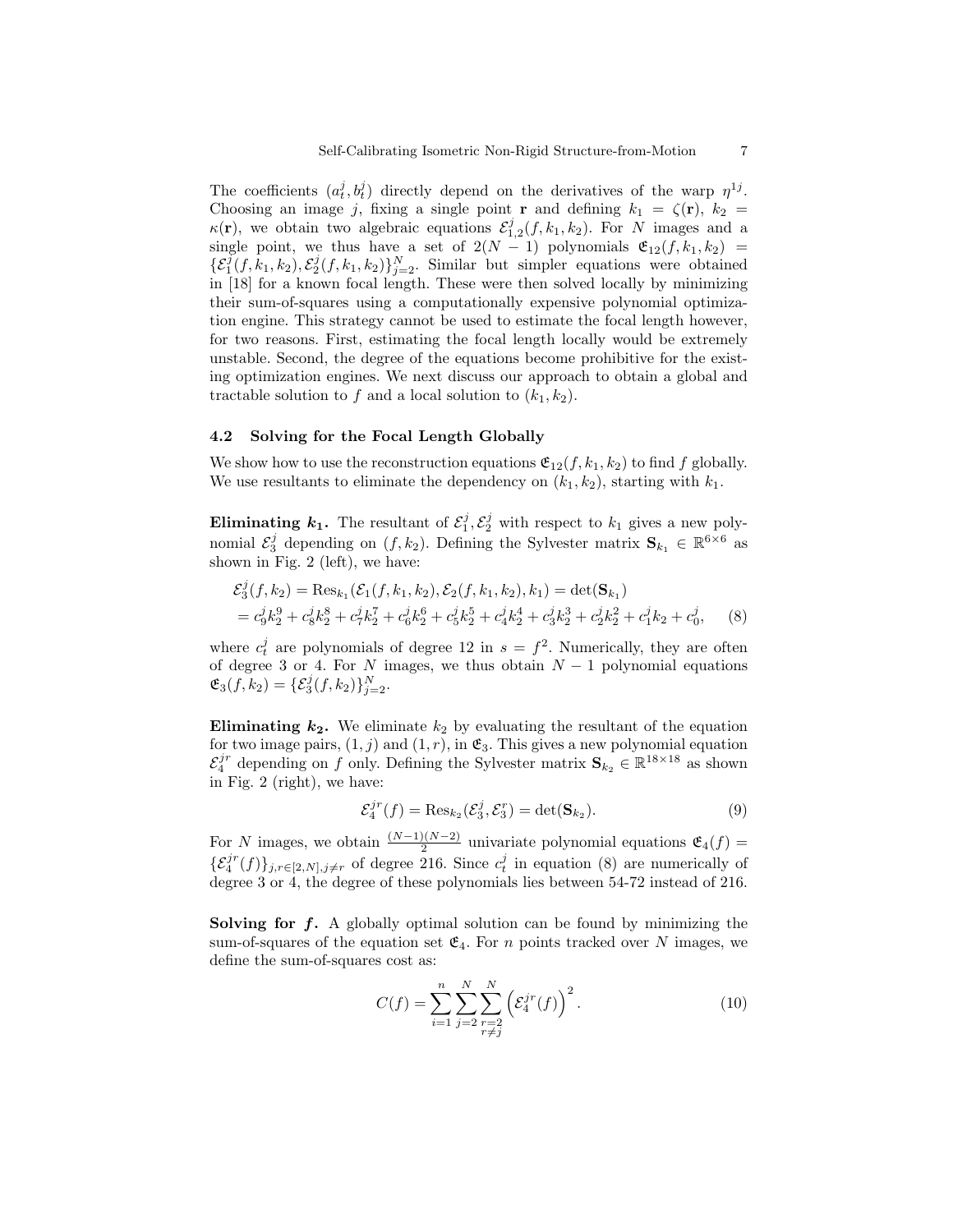The coefficients $(a_t^j, b_t^j)$ directly depend on the derivatives of the warp $\eta^{1j}$. Choosing an image $j$, fixing a single point $\mathbf{r}$ and defining $k_1 = \zeta(\mathbf{r})$, $k_2 = \kappa(\mathbf{r})$, we obtain two algebraic equations $\mathcal{E}_{1,2}^j(f, k_1, k_2)$. For $N$ images and a single point, we thus have a set of $2(N-1)$ polynomials $\mathfrak{E}_{12}(f, k_1, k_2) = \{\mathcal{E}_1^j(f, k_1, k_2), \mathcal{E}_2^j(f, k_1, k_2)\}_{j=2}^N$. Similar but simpler equations were obtained in [18] for a known focal length. These were then solved locally by minimizing their sum-of-squares using a computationally expensive polynomial optimization engine. This strategy cannot be used to estimate the focal length however, for two reasons. First, estimating the focal length locally would be extremely unstable. Second, the degree of the equations become prohibitive for the existing optimization engines. We next discuss our approach to obtain a global and tractable solution to $f$ and a local solution to $(k_1, k_2)$.

### 4.2 Solving for the Focal Length Globally

We show how to use the reconstruction equations $\mathfrak{E}_{12}(f, k_1, k_2)$ to find $f$ globally. We use resultants to eliminate the dependency on $(k_1, k_2)$, starting with $k_1$.

**Eliminating $\boldsymbol{k_1}$.** The resultant of $\mathcal{E}_1^j, \mathcal{E}_2^j$ with respect to $k_1$ gives a new polynomial $\mathcal{E}_3^j$ depending on $(f, k_2)$. Defining the Sylvester matrix $\mathbf{S}_{k_1} \in \mathbb{R}^{6\times 6}$ as shown in Fig. 2 (left), we have:

$$
\begin{aligned}
\mathcal{E}_3^j(f, k_2) &= \mathrm{Res}_{k_1}(\mathcal{E}_1(f, k_1, k_2), \mathcal{E}_2(f, k_1, k_2), k_1) = \det(\mathbf{S}_{k_1}) \\
&= c_9^j k_2^9 + c_8^j k_2^8 + c_7^j k_2^7 + c_6^j k_2^6 + c_5^j k_2^5 + c_4^j k_2^4 + c_3^j k_2^3 + c_2^j k_2^2 + c_1^j k_2 + c_0^j, \qquad (8)
\end{aligned}
$$

where $c_t^j$ are polynomials of degree 12 in $s = f^2$. Numerically, they are often of degree 3 or 4. For $N$ images, we thus obtain $N-1$ polynomial equations $\mathfrak{E}_3(f, k_2) = \{\mathcal{E}_3^j(f, k_2)\}_{j=2}^N$.

**Eliminating $\boldsymbol{k_2}$.** We eliminate $k_2$ by evaluating the resultant of the equation for two image pairs, $(1, j)$ and $(1, r)$, in $\mathfrak{E}_3$. This gives a new polynomial equation $\mathcal{E}_4^{jr}$ depending on $f$ only. Defining the Sylvester matrix $\mathbf{S}_{k_2} \in \mathbb{R}^{18\times 18}$ as shown in Fig. 2 (right), we have:

$$
\mathcal{E}_4^{jr}(f) = \mathrm{Res}_{k_2}(\mathcal{E}_3^j, \mathcal{E}_3^r) = \det(\mathbf{S}_{k_2}). \qquad (9)
$$

For $N$ images, we obtain $\frac{(N-1)(N-2)}{2}$ univariate polynomial equations $\mathfrak{E}_4(f) = \{\mathcal{E}_4^{jr}(f)\}_{j,r\in[2,N], j\neq r}$ of degree 216. Since $c_t^j$ in equation (8) are numerically of degree 3 or 4, the degree of these polynomials lies between 54-72 instead of 216.

**Solving for $\boldsymbol{f}$.** A globally optimal solution can be found by minimizing the sum-of-squares of the equation set $\mathfrak{E}_4$. For $n$ points tracked over $N$ images, we define the sum-of-squares cost as:

$$
C(f) = \sum_{i=1}^{n} \sum_{j=2}^{N} \sum_{\substack{r=2 \\ r\neq j}}^{N} \left(\mathcal{E}_4^{jr}(f)\right)^2. \qquad (10)
$$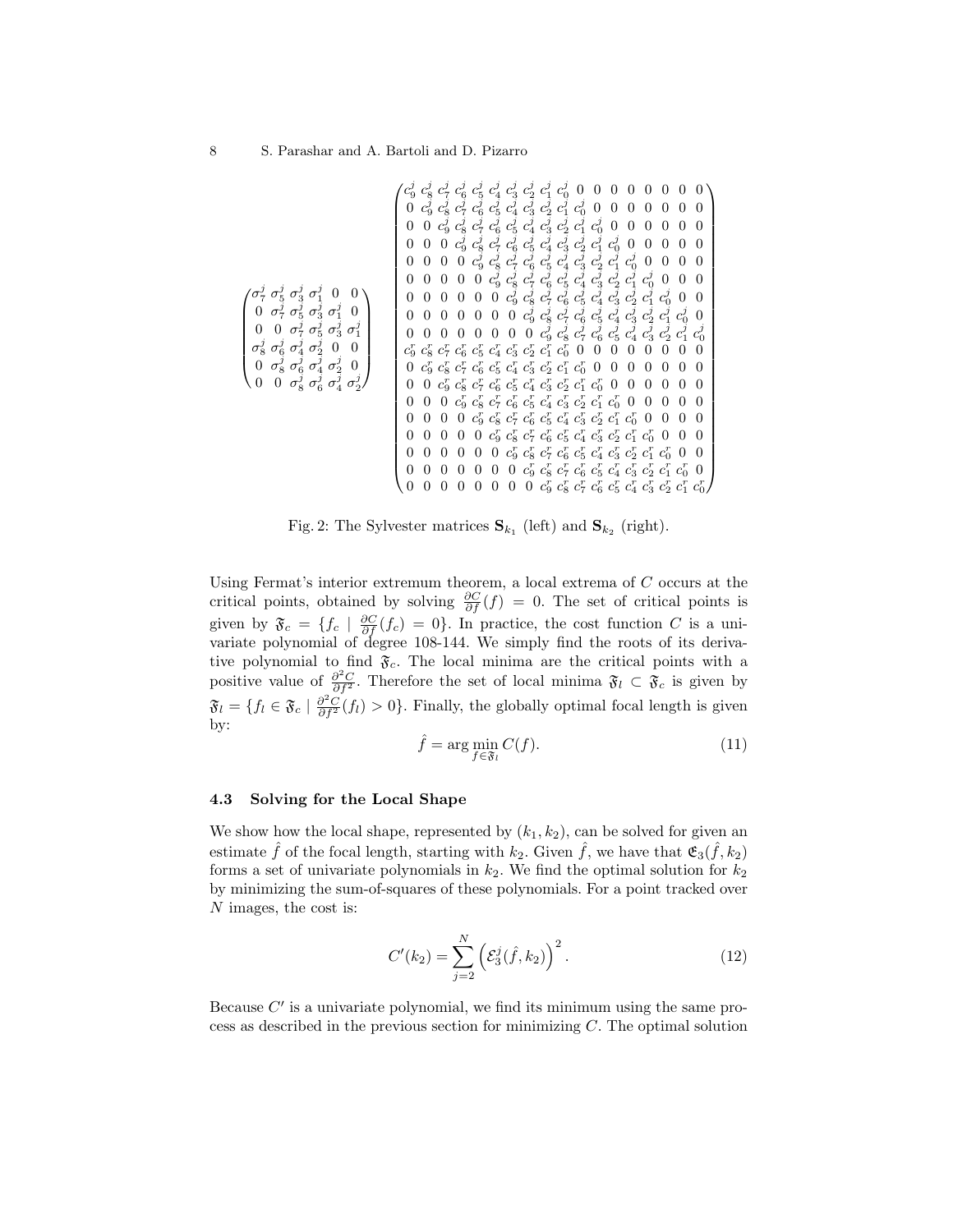$$
\begin{pmatrix}
\sigma_7^j & \sigma_5^j & \sigma_3^j & \sigma_1^j & 0 & 0 \\
0 & \sigma_7^j & \sigma_5^j & \sigma_3^j & \sigma_1^j & 0 \\
0 & 0 & \sigma_7^j & \sigma_5^j & \sigma_3^j & \sigma_1^j \\
\sigma_8^j & \sigma_6^j & \sigma_4^j & \sigma_2^j & 0 & 0 \\
0 & \sigma_8^j & \sigma_6^j & \sigma_4^j & \sigma_2^j & 0 \\
0 & 0 & \sigma_8^j & \sigma_6^j & \sigma_4^j & \sigma_2^j
\end{pmatrix}
\quad
\begin{pmatrix}
c_9^j & c_8^j & c_7^j & c_6^j & c_5^j & c_4^j & c_3^j & c_2^j & c_1^j & c_0^j & 0 & 0 & 0 & 0 & 0 & 0 & 0 & 0 \\
0 & c_9^j & c_8^j & c_7^j & c_6^j & c_5^j & c_4^j & c_3^j & c_2^j & c_1^j & c_0^j & 0 & 0 & 0 & 0 & 0 & 0 & 0 \\
0 & 0 & c_9^j & c_8^j & c_7^j & c_6^j & c_5^j & c_4^j & c_3^j & c_2^j & c_1^j & c_0^j & 0 & 0 & 0 & 0 & 0 & 0 \\
0 & 0 & 0 & c_9^j & c_8^j & c_7^j & c_6^j & c_5^j & c_4^j & c_3^j & c_2^j & c_1^j & c_0^j & 0 & 0 & 0 & 0 & 0 \\
0 & 0 & 0 & 0 & c_9^j & c_8^j & c_7^j & c_6^j & c_5^j & c_4^j & c_3^j & c_2^j & c_1^j & c_0^j & 0 & 0 & 0 & 0 \\
0 & 0 & 0 & 0 & 0 & c_9^j & c_8^j & c_7^j & c_6^j & c_5^j & c_4^j & c_3^j & c_2^j & c_1^j & c_0^j & 0 & 0 & 0 \\
0 & 0 & 0 & 0 & 0 & 0 & c_9^j & c_8^j & c_7^j & c_6^j & c_5^j & c_4^j & c_3^j & c_2^j & c_1^j & c_0^j & 0 & 0 \\
0 & 0 & 0 & 0 & 0 & 0 & 0 & c_9^j & c_8^j & c_7^j & c_6^j & c_5^j & c_4^j & c_3^j & c_2^j & c_1^j & c_0^j & 0 \\
0 & 0 & 0 & 0 & 0 & 0 & 0 & 0 & c_9^j & c_8^j & c_7^j & c_6^j & c_5^j & c_4^j & c_3^j & c_2^j & c_1^j & c_0^j \\
c_9^r & c_8^r & c_7^r & c_6^r & c_5^r & c_4^r & c_3^r & c_2^r & c_1^r & c_0^r & 0 & 0 & 0 & 0 & 0 & 0 & 0 & 0 \\
0 & c_9^r & c_8^r & c_7^r & c_6^r & c_5^r & c_4^r & c_3^r & c_2^r & c_1^r & c_0^r & 0 & 0 & 0 & 0 & 0 & 0 & 0 \\
0 & 0 & c_9^r & c_8^r & c_7^r & c_6^r & c_5^r & c_4^r & c_3^r & c_2^r & c_1^r & c_0^r & 0 & 0 & 0 & 0 & 0 & 0 \\
0 & 0 & 0 & c_9^r & c_8^r & c_7^r & c_6^r & c_5^r & c_4^r & c_3^r & c_2^r & c_1^r & c_0^r & 0 & 0 & 0 & 0 & 0 \\
0 & 0 & 0 & 0 & c_9^r & c_8^r & c_7^r & c_6^r & c_5^r & c_4^r & c_3^r & c_2^r & c_1^r & c_0^r & 0 & 0 & 0 & 0 \\
0 & 0 & 0 & 0 & 0 & c_9^r & c_8^r & c_7^r & c_6^r & c_5^r & c_4^r & c_3^r & c_2^r & c_1^r & c_0^r & 0 & 0 & 0 \\
0 & 0 & 0 & 0 & 0 & 0 & c_9^r & c_8^r & c_7^r & c_6^r & c_5^r & c_4^r & c_3^r & c_2^r & c_1^r & c_0^r & 0 & 0 \\
0 & 0 & 0 & 0 & 0 & 0 & 0 & c_9^r & c_8^r & c_7^r & c_6^r & c_5^r & c_4^r & c_3^r & c_2^r & c_1^r & c_0^r & 0 \\
0 & 0 & 0 & 0 & 0 & 0 & 0 & 0 & c_9^r & c_8^r & c_7^r & c_6^r & c_5^r & c_4^r & c_3^r & c_2^r & c_1^r & c_0^r
\end{pmatrix}
$$

Fig. 2: The Sylvester matrices $\mathbf{S}_{k_1}$ (left) and $\mathbf{S}_{k_2}$ (right).

Using Fermat's interior extremum theorem, a local extrema of $C$ occurs at the critical points, obtained by solving $\frac{\partial C}{\partial f}(f) = 0$. The set of critical points is given by $\mathfrak{F}_c = \{f_c \mid \frac{\partial C}{\partial f}(f_c) = 0\}$. In practice, the cost function $C$ is a univariate polynomial of degree 108-144. We simply find the roots of its derivative polynomial to find $\mathfrak{F}_c$. The local minima are the critical points with a positive value of $\frac{\partial^2 C}{\partial f^2}$. Therefore the set of local minima $\mathfrak{F}_l \subset \mathfrak{F}_c$ is given by $\mathfrak{F}_l = \{f_l \in \mathfrak{F}_c \mid \frac{\partial^2 C}{\partial f^2}(f_l) > 0\}$. Finally, the globally optimal focal length is given by:

$$\hat{f} = \arg\min_{f \in \mathfrak{F}_l} C(f). \tag{11}$$

### 4.3 Solving for the Local Shape

We show how the local shape, represented by $(k_1, k_2)$, can be solved for given an estimate $\hat{f}$ of the focal length, starting with $k_2$. Given $\hat{f}$, we have that $\mathfrak{E}_3(\hat{f}, k_2)$ forms a set of univariate polynomials in $k_2$. We find the optimal solution for $k_2$ by minimizing the sum-of-squares of these polynomials. For a point tracked over $N$ images, the cost is:

$$C'(k_2) = \sum_{j=2}^{N} \left( \mathcal{E}_3^j(\hat{f}, k_2) \right)^2. \tag{12}$$

Because $C'$ is a univariate polynomial, we find its minimum using the same process as described in the previous section for minimizing $C$. The optimal solution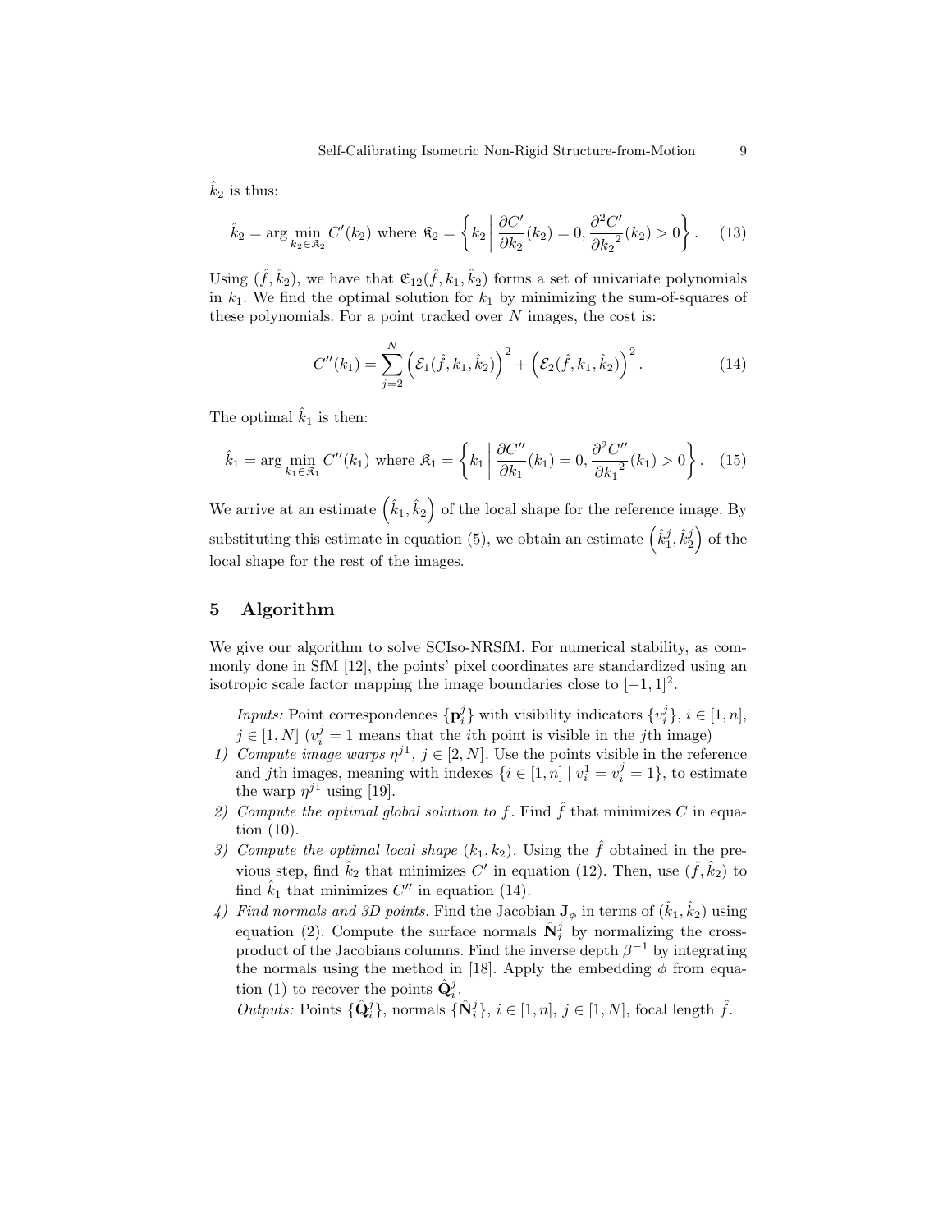$\hat{k}_2$ is thus:

$$\hat{k}_2 = \arg\min_{k_2 \in \mathfrak{K}_2} C'(k_2) \text{ where } \mathfrak{K}_2 = \left\{ k_2 \;\middle|\; \frac{\partial C'}{\partial k_2}(k_2) = 0, \frac{\partial^2 C'}{\partial {k_2}^2}(k_2) > 0 \right\}. \quad (13)$$

Using $(\hat{f}, \hat{k}_2)$, we have that $\mathfrak{E}_{12}(\hat{f}, k_1, \hat{k}_2)$ forms a set of univariate polynomials in $k_1$. We find the optimal solution for $k_1$ by minimizing the sum-of-squares of these polynomials. For a point tracked over $N$ images, the cost is:

$$C''(k_1) = \sum_{j=2}^{N} \left( \mathcal{E}_1(\hat{f}, k_1, \hat{k}_2) \right)^2 + \left( \mathcal{E}_2(\hat{f}, k_1, \hat{k}_2) \right)^2. \quad (14)$$

The optimal $\hat{k}_1$ is then:

$$\hat{k}_1 = \arg\min_{k_1 \in \mathfrak{K}_1} C''(k_1) \text{ where } \mathfrak{K}_1 = \left\{ k_1 \;\middle|\; \frac{\partial C''}{\partial k_1}(k_1) = 0, \frac{\partial^2 C''}{\partial {k_1}^2}(k_1) > 0 \right\}. \quad (15)$$

We arrive at an estimate $\left(\hat{k}_1, \hat{k}_2\right)$ of the local shape for the reference image. By substituting this estimate in equation (5), we obtain an estimate $\left(\hat{k}_1^j, \hat{k}_2^j\right)$ of the local shape for the rest of the images.

## 5 Algorithm

We give our algorithm to solve SCIso-NRSfM. For numerical stability, as commonly done in SfM [12], the points' pixel coordinates are standardized using an isotropic scale factor mapping the image boundaries close to $[-1, 1]^2$.

*Inputs:* Point correspondences $\{\mathbf{p}_i^j\}$ with visibility indicators $\{v_i^j\}$, $i \in [1, n]$, $j \in [1, N]$ ($v_i^j = 1$ means that the $i$th point is visible in the $j$th image)

1) *Compute image warps $\eta^{j1}$, $j \in [2, N]$.* Use the points visible in the reference and $j$th images, meaning with indexes $\{i \in [1, n] \mid v_i^1 = v_i^j = 1\}$, to estimate the warp $\eta^{j1}$ using [19].
2) *Compute the optimal global solution to $f$.* Find $\hat{f}$ that minimizes $C$ in equation (10).
3) *Compute the optimal local shape $(k_1, k_2)$.* Using the $\hat{f}$ obtained in the previous step, find $\hat{k}_2$ that minimizes $C'$ in equation (12). Then, use $(\hat{f}, \hat{k}_2)$ to find $\hat{k}_1$ that minimizes $C''$ in equation (14).
4) *Find normals and 3D points.* Find the Jacobian $\mathbf{J}_\phi$ in terms of $(\hat{k}_1, \hat{k}_2)$ using equation (2). Compute the surface normals $\hat{\mathbf{N}}_i^j$ by normalizing the cross-product of the Jacobians columns. Find the inverse depth $\beta^{-1}$ by integrating the normals using the method in [18]. Apply the embedding $\phi$ from equation (1) to recover the points $\hat{\mathbf{Q}}_i^j$.

*Outputs:* Points $\{\hat{\mathbf{Q}}_i^j\}$, normals $\{\hat{\mathbf{N}}_i^j\}$, $i \in [1, n]$, $j \in [1, N]$, focal length $\hat{f}$.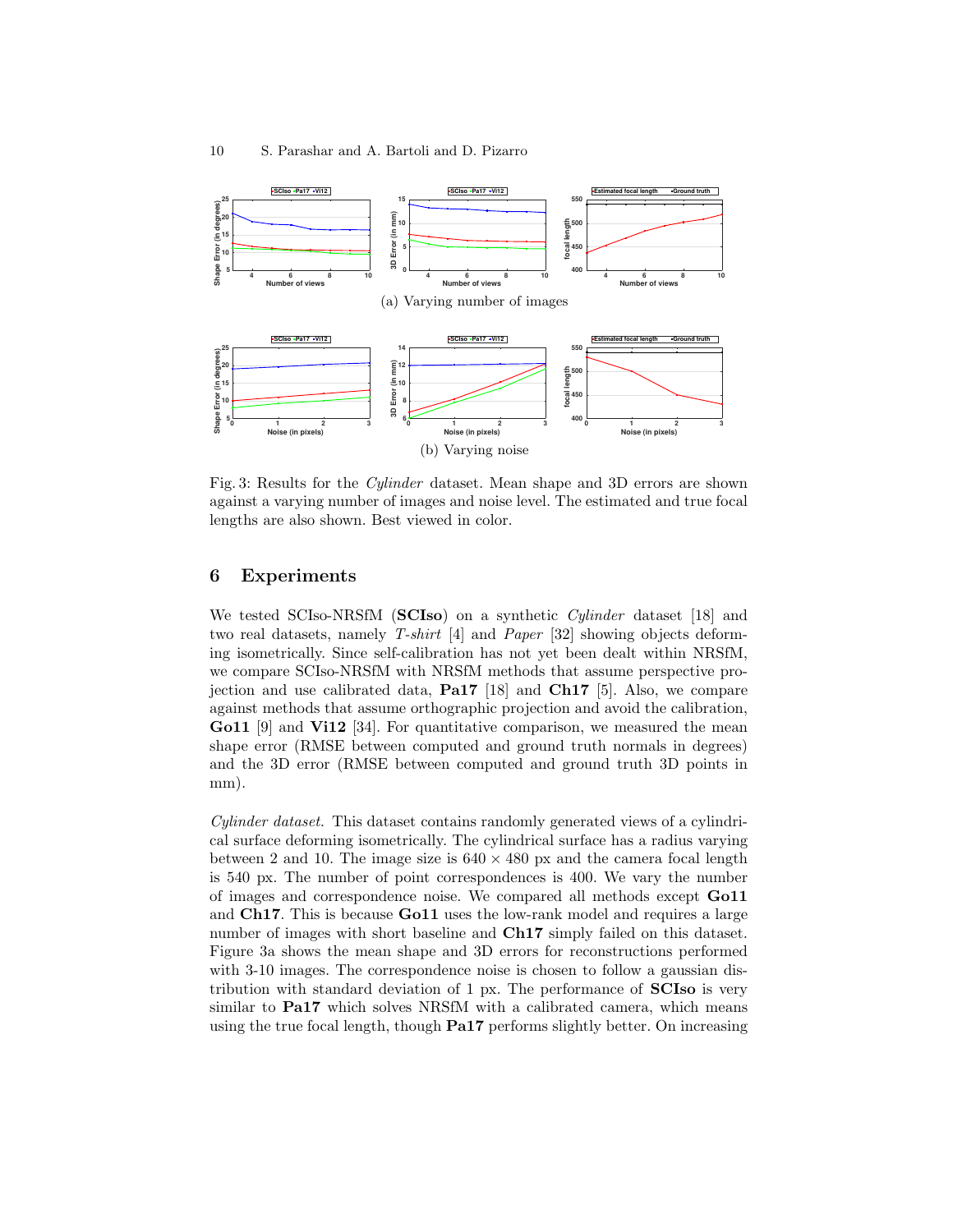(a) Varying number of images

(b) Varying noise

Fig. 3: Results for the *Cylinder* dataset. Mean shape and 3D errors are shown against a varying number of images and noise level. The estimated and true focal lengths are also shown. Best viewed in color.

## 6 Experiments

We tested SCIso-NRSfM (**SCIso**) on a synthetic *Cylinder* dataset [18] and two real datasets, namely *T-shirt* [4] and *Paper* [32] showing objects deforming isometrically. Since self-calibration has not yet been dealt within NRSfM, we compare SCIso-NRSfM with NRSfM methods that assume perspective projection and use calibrated data, **Pa17** [18] and **Ch17** [5]. Also, we compare against methods that assume orthographic projection and avoid the calibration, **Go11** [9] and **Vi12** [34]. For quantitative comparison, we measured the mean shape error (RMSE between computed and ground truth normals in degrees) and the 3D error (RMSE between computed and ground truth 3D points in mm).

*Cylinder dataset.* This dataset contains randomly generated views of a cylindrical surface deforming isometrically. The cylindrical surface has a radius varying between 2 and 10. The image size is $640 \times 480$ px and the camera focal length is 540 px. The number of point correspondences is 400. We vary the number of images and correspondence noise. We compared all methods except **Go11** and **Ch17**. This is because **Go11** uses the low-rank model and requires a large number of images with short baseline and **Ch17** simply failed on this dataset. Figure 3a shows the mean shape and 3D errors for reconstructions performed with 3-10 images. The correspondence noise is chosen to follow a gaussian distribution with standard deviation of 1 px. The performance of **SCIso** is very similar to **Pa17** which solves NRSfM with a calibrated camera, which means using the true focal length, though **Pa17** performs slightly better. On increasing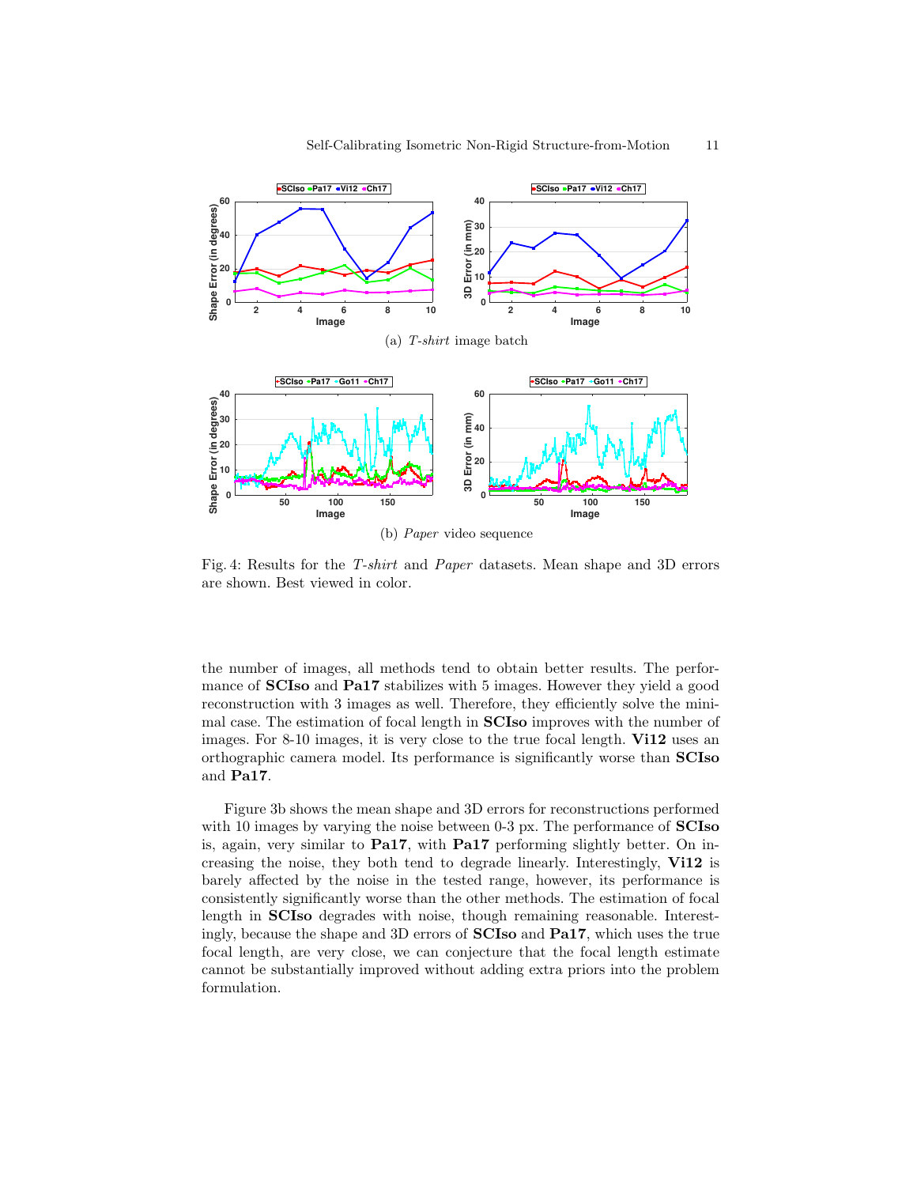(a) *T-shirt* image batch

(b) *Paper* video sequence

Fig. 4: Results for the *T-shirt* and *Paper* datasets. Mean shape and 3D errors are shown. Best viewed in color.

the number of images, all methods tend to obtain better results. The performance of **SCIso** and **Pa17** stabilizes with 5 images. However they yield a good reconstruction with 3 images as well. Therefore, they efficiently solve the minimal case. The estimation of focal length in **SCIso** improves with the number of images. For 8-10 images, it is very close to the true focal length. **Vi12** uses an orthographic camera model. Its performance is significantly worse than **SCIso** and **Pa17**.

Figure 3b shows the mean shape and 3D errors for reconstructions performed with 10 images by varying the noise between 0-3 px. The performance of **SCIso** is, again, very similar to **Pa17**, with **Pa17** performing slightly better. On increasing the noise, they both tend to degrade linearly. Interestingly, **Vi12** is barely affected by the noise in the tested range, however, its performance is consistently significantly worse than the other methods. The estimation of focal length in **SCIso** degrades with noise, though remaining reasonable. Interestingly, because the shape and 3D errors of **SCIso** and **Pa17**, which uses the true focal length, are very close, we can conjecture that the focal length estimate cannot be substantially improved without adding extra priors into the problem formulation.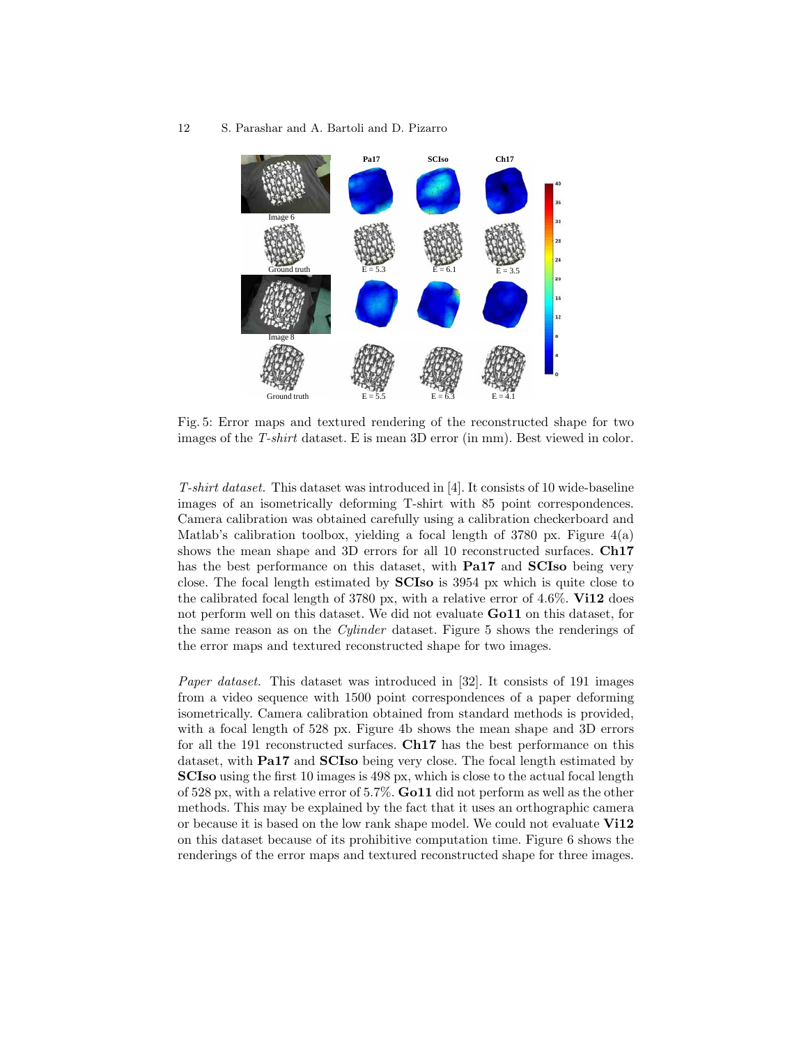Fig. 5: Error maps and textured rendering of the reconstructed shape for two images of the *T-shirt* dataset. E is mean 3D error (in mm). Best viewed in color.

*T-shirt dataset.* This dataset was introduced in [4]. It consists of 10 wide-baseline images of an isometrically deforming T-shirt with 85 point correspondences. Camera calibration was obtained carefully using a calibration checkerboard and Matlab's calibration toolbox, yielding a focal length of 3780 px. Figure 4(a) shows the mean shape and 3D errors for all 10 reconstructed surfaces. **Ch17** has the best performance on this dataset, with **Pa17** and **SCIso** being very close. The focal length estimated by **SCIso** is 3954 px which is quite close to the calibrated focal length of 3780 px, with a relative error of 4.6%. **Vi12** does not perform well on this dataset. We did not evaluate **Go11** on this dataset, for the same reason as on the *Cylinder* dataset. Figure 5 shows the renderings of the error maps and textured reconstructed shape for two images.

*Paper dataset.* This dataset was introduced in [32]. It consists of 191 images from a video sequence with 1500 point correspondences of a paper deforming isometrically. Camera calibration obtained from standard methods is provided, with a focal length of 528 px. Figure 4b shows the mean shape and 3D errors for all the 191 reconstructed surfaces. **Ch17** has the best performance on this dataset, with **Pa17** and **SCIso** being very close. The focal length estimated by **SCIso** using the first 10 images is 498 px, which is close to the actual focal length of 528 px, with a relative error of 5.7%. **Go11** did not perform as well as the other methods. This may be explained by the fact that it uses an orthographic camera or because it is based on the low rank shape model. We could not evaluate **Vi12** on this dataset because of its prohibitive computation time. Figure 6 shows the renderings of the error maps and textured reconstructed shape for three images.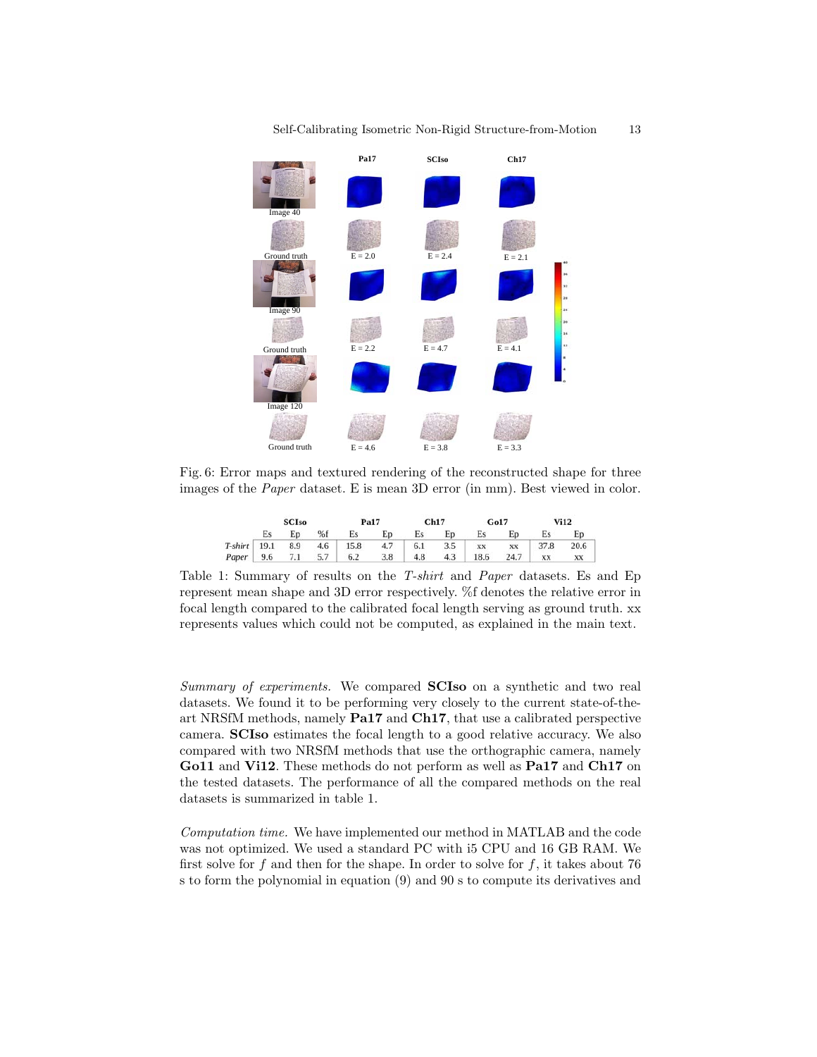Fig. 6: Error maps and textured rendering of the reconstructed shape for three images of the *Paper* dataset. E is mean 3D error (in mm). Best viewed in color.

| | SCIso | | | Pa17 | | Ch17 | | Go17 | | Vi12 | |
|---|---|---|---|---|---|---|---|---|---|---|---|
| | Es | Ep | %f | Es | Ep | Es | Ep | Es | Ep | Es | Ep |
| *T-shirt* | 19.1 | 8.9 | 4.6 | 15.8 | 4.7 | 6.1 | 3.5 | xx | xx | 37.8 | 20.6 |
| *Paper* | 9.6 | 7.1 | 5.7 | 6.2 | 3.8 | 4.8 | 4.3 | 18.6 | 24.7 | xx | xx |

Table 1: Summary of results on the *T-shirt* and *Paper* datasets. Es and Ep represent mean shape and 3D error respectively. %f denotes the relative error in focal length compared to the calibrated focal length serving as ground truth. xx represents values which could not be computed, as explained in the main text.

*Summary of experiments.* We compared **SCIso** on a synthetic and two real datasets. We found it to be performing very closely to the current state-of-the-art NRSfM methods, namely **Pa17** and **Ch17**, that use a calibrated perspective camera. **SCIso** estimates the focal length to a good relative accuracy. We also compared with two NRSfM methods that use the orthographic camera, namely **Go11** and **Vi12**. These methods do not perform as well as **Pa17** and **Ch17** on the tested datasets. The performance of all the compared methods on the real datasets is summarized in table 1.

*Computation time.* We have implemented our method in MATLAB and the code was not optimized. We used a standard PC with i5 CPU and 16 GB RAM. We first solve for $f$ and then for the shape. In order to solve for $f$, it takes about 76 s to form the polynomial in equation (9) and 90 s to compute its derivatives and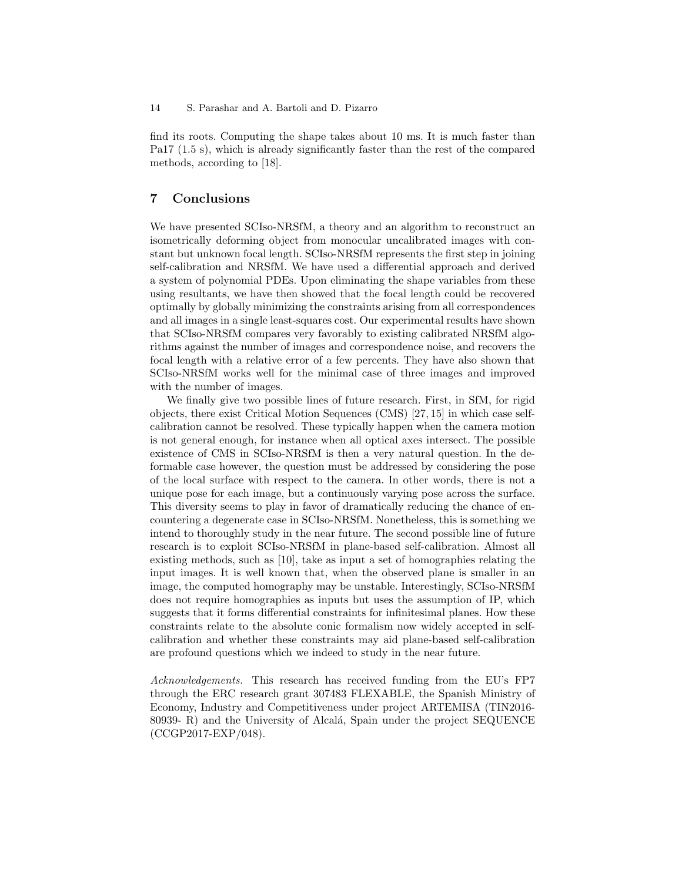find its roots. Computing the shape takes about 10 ms. It is much faster than Pa17 (1.5 s), which is already significantly faster than the rest of the compared methods, according to [18].

## 7 Conclusions

We have presented SCIso-NRSfM, a theory and an algorithm to reconstruct an isometrically deforming object from monocular uncalibrated images with constant but unknown focal length. SCIso-NRSfM represents the first step in joining self-calibration and NRSfM. We have used a differential approach and derived a system of polynomial PDEs. Upon eliminating the shape variables from these using resultants, we have then showed that the focal length could be recovered optimally by globally minimizing the constraints arising from all correspondences and all images in a single least-squares cost. Our experimental results have shown that SCIso-NRSfM compares very favorably to existing calibrated NRSfM algorithms against the number of images and correspondence noise, and recovers the focal length with a relative error of a few percents. They have also shown that SCIso-NRSfM works well for the minimal case of three images and improved with the number of images.

We finally give two possible lines of future research. First, in SfM, for rigid objects, there exist Critical Motion Sequences (CMS) [27, 15] in which case self-calibration cannot be resolved. These typically happen when the camera motion is not general enough, for instance when all optical axes intersect. The possible existence of CMS in SCIso-NRSfM is then a very natural question. In the deformable case however, the question must be addressed by considering the pose of the local surface with respect to the camera. In other words, there is not a unique pose for each image, but a continuously varying pose across the surface. This diversity seems to play in favor of dramatically reducing the chance of encountering a degenerate case in SCIso-NRSfM. Nonetheless, this is something we intend to thoroughly study in the near future. The second possible line of future research is to exploit SCIso-NRSfM in plane-based self-calibration. Almost all existing methods, such as [10], take as input a set of homographies relating the input images. It is well known that, when the observed plane is smaller in an image, the computed homography may be unstable. Interestingly, SCIso-NRSfM does not require homographies as inputs but uses the assumption of IP, which suggests that it forms differential constraints for infinitesimal planes. How these constraints relate to the absolute conic formalism now widely accepted in self-calibration and whether these constraints may aid plane-based self-calibration are profound questions which we indeed to study in the near future.

*Acknowledgements.* This research has received funding from the EU's FP7 through the ERC research grant 307483 FLEXABLE, the Spanish Ministry of Economy, Industry and Competitiveness under project ARTEMISA (TIN2016-80939- R) and the University of Alcalá, Spain under the project SEQUENCE (CCGP2017-EXP/048).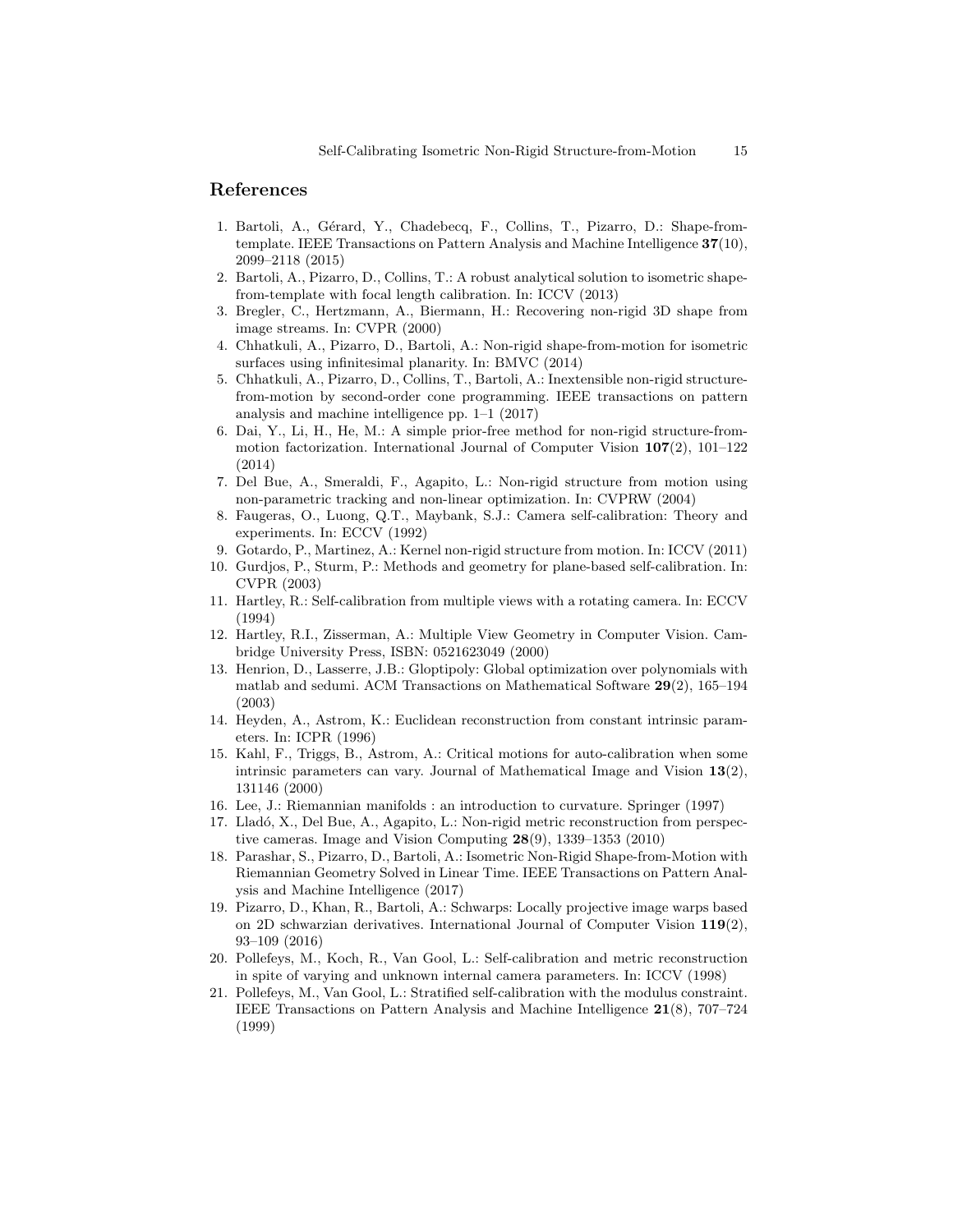## References

1. Bartoli, A., Gérard, Y., Chadebecq, F., Collins, T., Pizarro, D.: Shape-from-template. IEEE Transactions on Pattern Analysis and Machine Intelligence **37**(10), 2099–2118 (2015)
2. Bartoli, A., Pizarro, D., Collins, T.: A robust analytical solution to isometric shape-from-template with focal length calibration. In: ICCV (2013)
3. Bregler, C., Hertzmann, A., Biermann, H.: Recovering non-rigid 3D shape from image streams. In: CVPR (2000)
4. Chhatkuli, A., Pizarro, D., Bartoli, A.: Non-rigid shape-from-motion for isometric surfaces using infinitesimal planarity. In: BMVC (2014)
5. Chhatkuli, A., Pizarro, D., Collins, T., Bartoli, A.: Inextensible non-rigid structure-from-motion by second-order cone programming. IEEE transactions on pattern analysis and machine intelligence pp. 1–1 (2017)
6. Dai, Y., Li, H., He, M.: A simple prior-free method for non-rigid structure-from-motion factorization. International Journal of Computer Vision **107**(2), 101–122 (2014)
7. Del Bue, A., Smeraldi, F., Agapito, L.: Non-rigid structure from motion using non-parametric tracking and non-linear optimization. In: CVPRW (2004)
8. Faugeras, O., Luong, Q.T., Maybank, S.J.: Camera self-calibration: Theory and experiments. In: ECCV (1992)
9. Gotardo, P., Martinez, A.: Kernel non-rigid structure from motion. In: ICCV (2011)
10. Gurdjos, P., Sturm, P.: Methods and geometry for plane-based self-calibration. In: CVPR (2003)
11. Hartley, R.: Self-calibration from multiple views with a rotating camera. In: ECCV (1994)
12. Hartley, R.I., Zisserman, A.: Multiple View Geometry in Computer Vision. Cambridge University Press, ISBN: 0521623049 (2000)
13. Henrion, D., Lasserre, J.B.: Gloptipoly: Global optimization over polynomials with matlab and sedumi. ACM Transactions on Mathematical Software **29**(2), 165–194 (2003)
14. Heyden, A., Astrom, K.: Euclidean reconstruction from constant intrinsic parameters. In: ICPR (1996)
15. Kahl, F., Triggs, B., Astrom, A.: Critical motions for auto-calibration when some intrinsic parameters can vary. Journal of Mathematical Image and Vision **13**(2), 131146 (2000)
16. Lee, J.: Riemannian manifolds : an introduction to curvature. Springer (1997)
17. Lladó, X., Del Bue, A., Agapito, L.: Non-rigid metric reconstruction from perspective cameras. Image and Vision Computing **28**(9), 1339–1353 (2010)
18. Parashar, S., Pizarro, D., Bartoli, A.: Isometric Non-Rigid Shape-from-Motion with Riemannian Geometry Solved in Linear Time. IEEE Transactions on Pattern Analysis and Machine Intelligence (2017)
19. Pizarro, D., Khan, R., Bartoli, A.: Schwarps: Locally projective image warps based on 2D schwarzian derivatives. International Journal of Computer Vision **119**(2), 93–109 (2016)
20. Pollefeys, M., Koch, R., Van Gool, L.: Self-calibration and metric reconstruction in spite of varying and unknown internal camera parameters. In: ICCV (1998)
21. Pollefeys, M., Van Gool, L.: Stratified self-calibration with the modulus constraint. IEEE Transactions on Pattern Analysis and Machine Intelligence **21**(8), 707–724 (1999)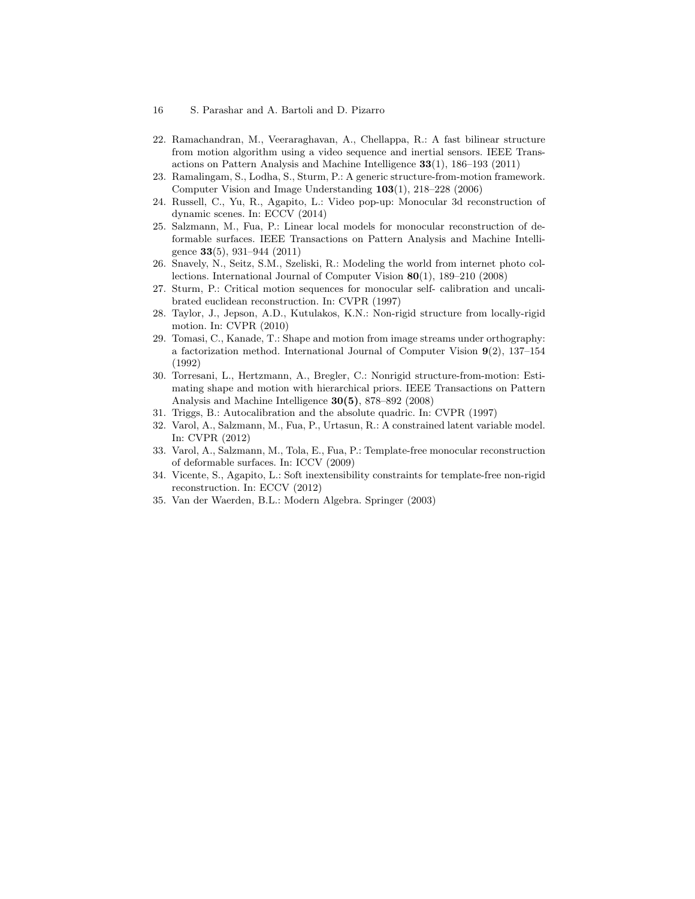22. Ramachandran, M., Veeraraghavan, A., Chellappa, R.: A fast bilinear structure from motion algorithm using a video sequence and inertial sensors. IEEE Transactions on Pattern Analysis and Machine Intelligence **33**(1), 186–193 (2011)
23. Ramalingam, S., Lodha, S., Sturm, P.: A generic structure-from-motion framework. Computer Vision and Image Understanding **103**(1), 218–228 (2006)
24. Russell, C., Yu, R., Agapito, L.: Video pop-up: Monocular 3d reconstruction of dynamic scenes. In: ECCV (2014)
25. Salzmann, M., Fua, P.: Linear local models for monocular reconstruction of deformable surfaces. IEEE Transactions on Pattern Analysis and Machine Intelligence **33**(5), 931–944 (2011)
26. Snavely, N., Seitz, S.M., Szeliski, R.: Modeling the world from internet photo collections. International Journal of Computer Vision **80**(1), 189–210 (2008)
27. Sturm, P.: Critical motion sequences for monocular self- calibration and uncalibrated euclidean reconstruction. In: CVPR (1997)
28. Taylor, J., Jepson, A.D., Kutulakos, K.N.: Non-rigid structure from locally-rigid motion. In: CVPR (2010)
29. Tomasi, C., Kanade, T.: Shape and motion from image streams under orthography: a factorization method. International Journal of Computer Vision **9**(2), 137–154 (1992)
30. Torresani, L., Hertzmann, A., Bregler, C.: Nonrigid structure-from-motion: Estimating shape and motion with hierarchical priors. IEEE Transactions on Pattern Analysis and Machine Intelligence **30(5)**, 878–892 (2008)
31. Triggs, B.: Autocalibration and the absolute quadric. In: CVPR (1997)
32. Varol, A., Salzmann, M., Fua, P., Urtasun, R.: A constrained latent variable model. In: CVPR (2012)
33. Varol, A., Salzmann, M., Tola, E., Fua, P.: Template-free monocular reconstruction of deformable surfaces. In: ICCV (2009)
34. Vicente, S., Agapito, L.: Soft inextensibility constraints for template-free non-rigid reconstruction. In: ECCV (2012)
35. Van der Waerden, B.L.: Modern Algebra. Springer (2003)